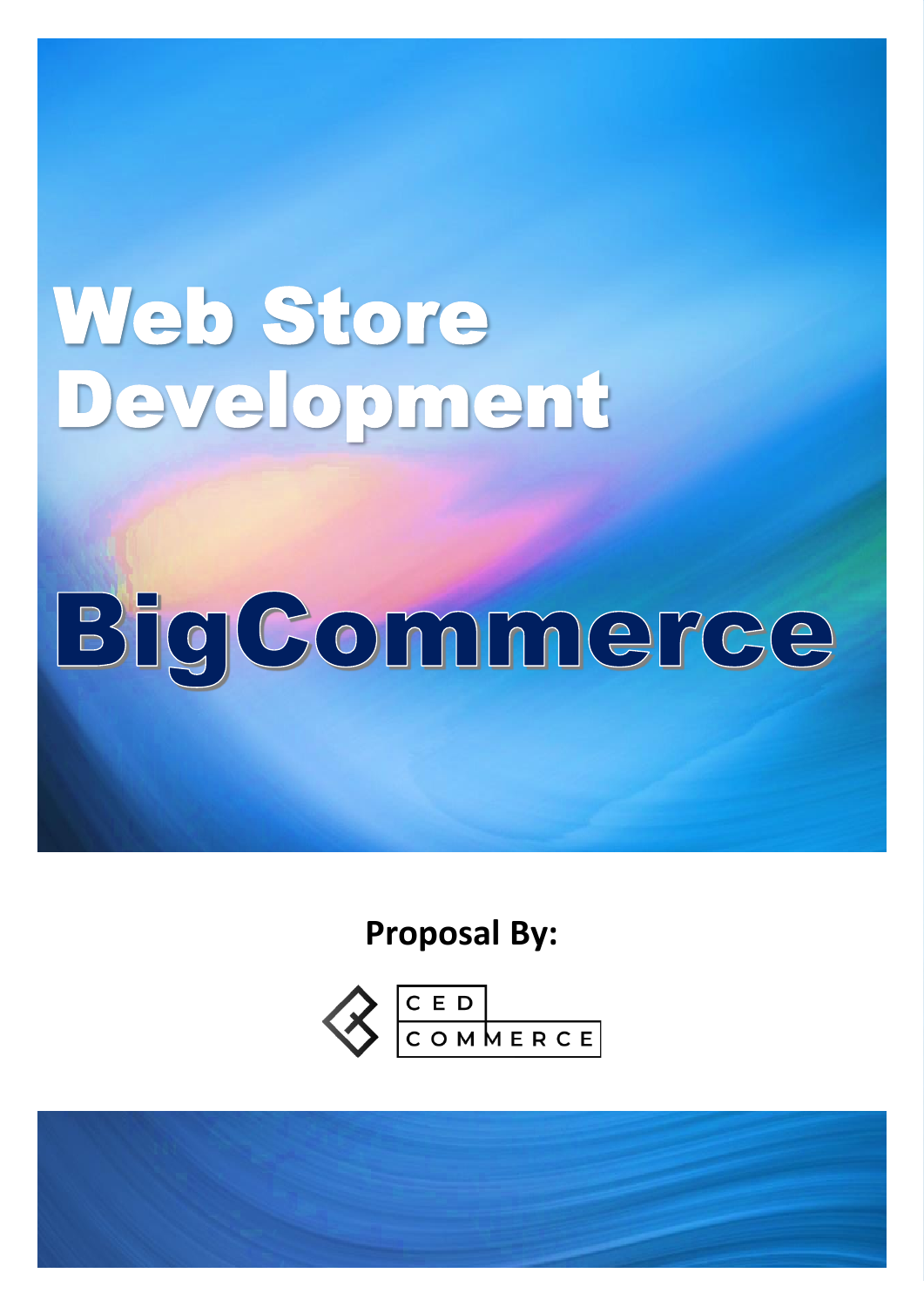# Web Store Development

# BigCommerce

**Proposal By:**

CED COMMERCE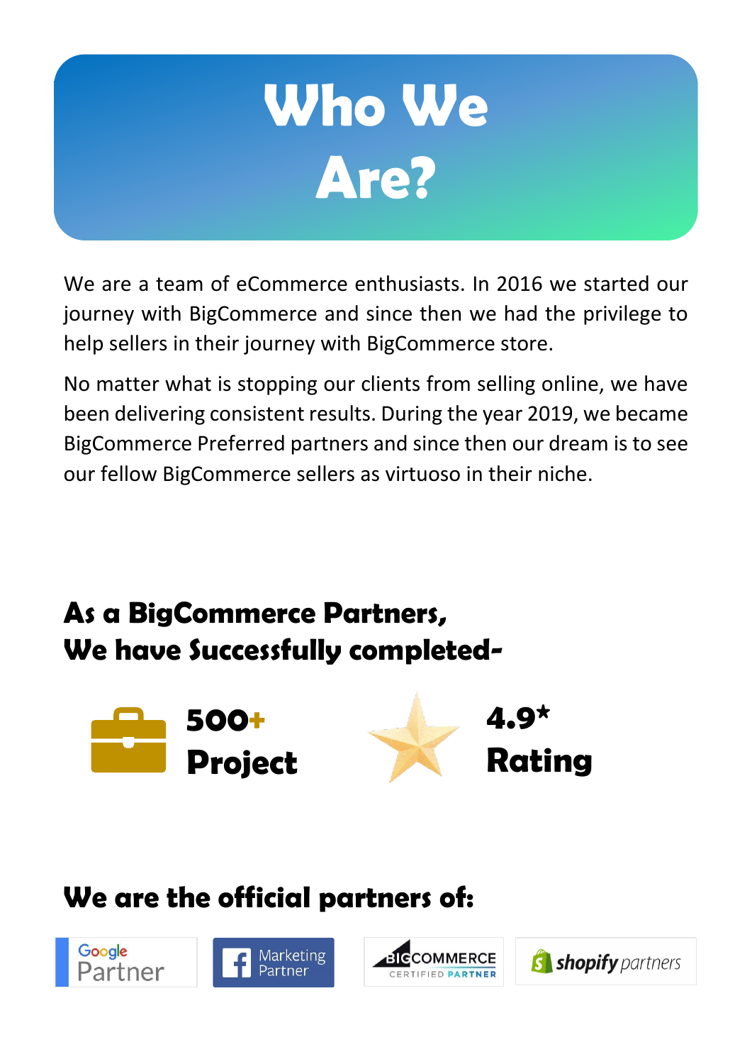# Who We Are?

We are a team of eCommerce enthusiasts. In 2016 we started our journey with BigCommerce and since then we had the privilege to help sellers in their journey with BigCommerce store.

No matter what is stopping our clients from selling online, we have been delivering consistent results. During the year 2019, we became BigCommerce Preferred partners and since then our dream is to see our fellow BigCommerce sellers as virtuoso in their niche.

## As a BigCommerce Partners, We have Successfully completed-

**500+ Project**

**4.9* Rating**

## We are the official partners of:

Google Partner

Marketing Partner

BIGCOMMERCE CERTIFIED PARTNER

shopify partners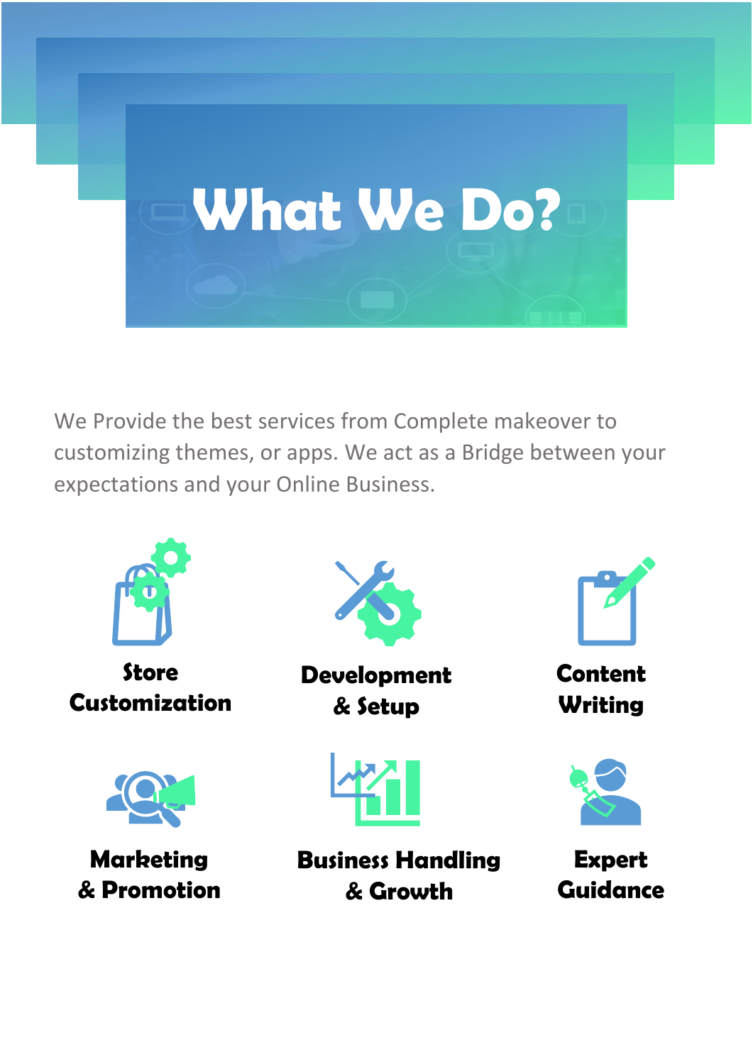# What We Do?

We Provide the best services from Complete makeover to customizing themes, or apps. We act as a Bridge between your expectations and your Online Business.

**Store Customization**

**Development & Setup**

**Content Writing**

**Marketing & Promotion**

**Business Handling & Growth**

**Expert Guidance**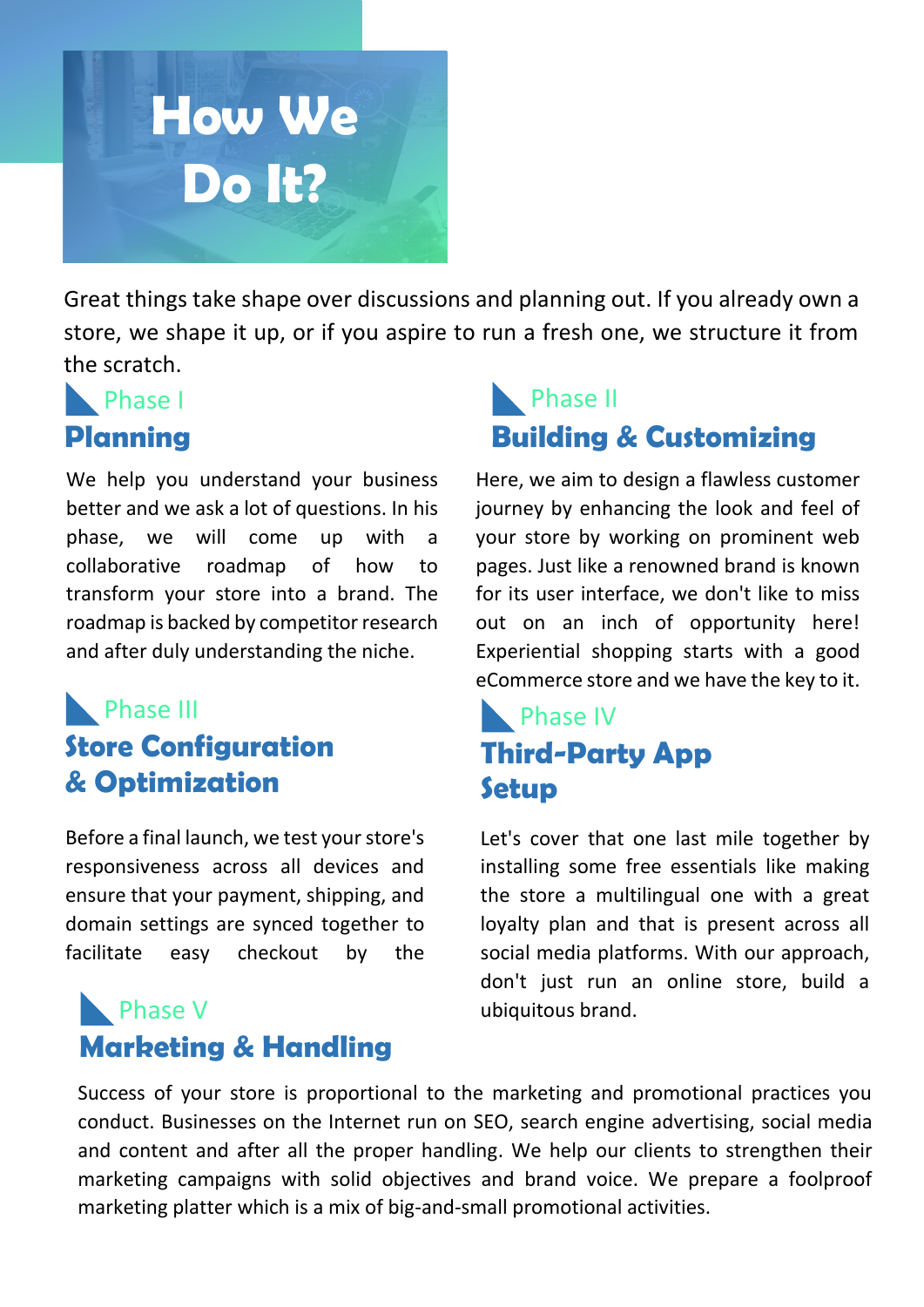# How We Do It?

Great things take shape over discussions and planning out. If you already own a store, we shape it up, or if you aspire to run a fresh one, we structure it from the scratch.

Phase I

## Planning

We help you understand your business better and we ask a lot of questions. In his phase, we will come up with a collaborative roadmap of how to transform your store into a brand. The roadmap is backed by competitor research and after duly understanding the niche.

Phase II

## Building & Customizing

Here, we aim to design a flawless customer journey by enhancing the look and feel of your store by working on prominent web pages. Just like a renowned brand is known for its user interface, we don't like to miss out on an inch of opportunity here! Experiential shopping starts with a good eCommerce store and we have the key to it.

Phase III

## Store Configuration & Optimization

Before a final launch, we test your store's responsiveness across all devices and ensure that your payment, shipping, and domain settings are synced together to facilitate easy checkout by the

Phase IV

## Third-Party App Setup

Let's cover that one last mile together by installing some free essentials like making the store a multilingual one with a great loyalty plan and that is present across all social media platforms. With our approach, don't just run an online store, build a ubiquitous brand.

Phase V

## Marketing & Handling

Success of your store is proportional to the marketing and promotional practices you conduct. Businesses on the Internet run on SEO, search engine advertising, social media and content and after all the proper handling. We help our clients to strengthen their marketing campaigns with solid objectives and brand voice. We prepare a foolproof marketing platter which is a mix of big-and-small promotional activities.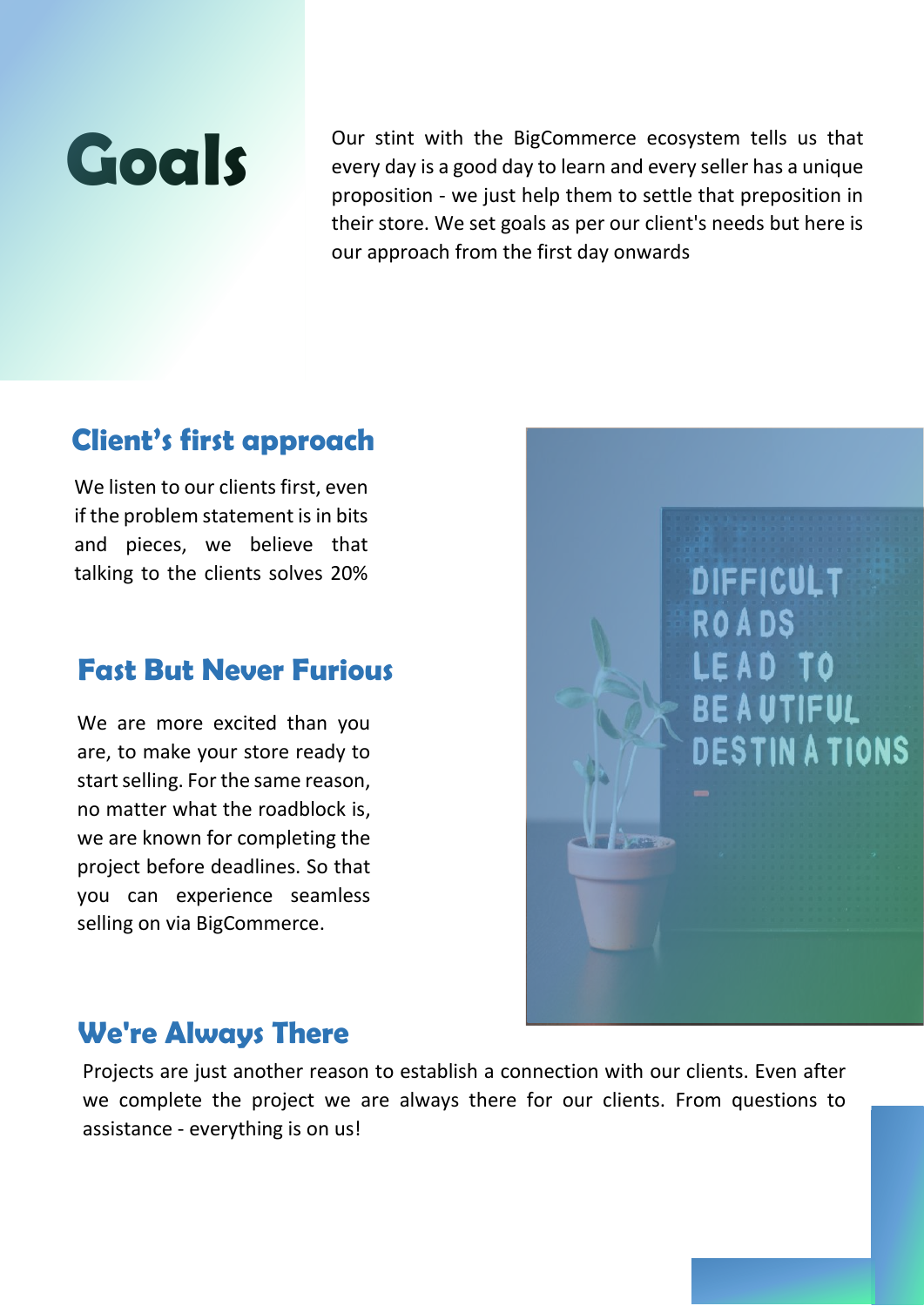# Goals

Our stint with the BigCommerce ecosystem tells us that every day is a good day to learn and every seller has a unique proposition - we just help them to settle that preposition in their store. We set goals as per our client's needs but here is our approach from the first day onwards

## Client's first approach

We listen to our clients first, even if the problem statement is in bits and pieces, we believe that talking to the clients solves 20%

## Fast But Never Furious

We are more excited than you are, to make your store ready to start selling. For the same reason, no matter what the roadblock is, we are known for completing the project before deadlines. So that you can experience seamless selling on via BigCommerce.

## We're Always There

Projects are just another reason to establish a connection with our clients. Even after we complete the project we are always there for our clients. From questions to assistance - everything is on us!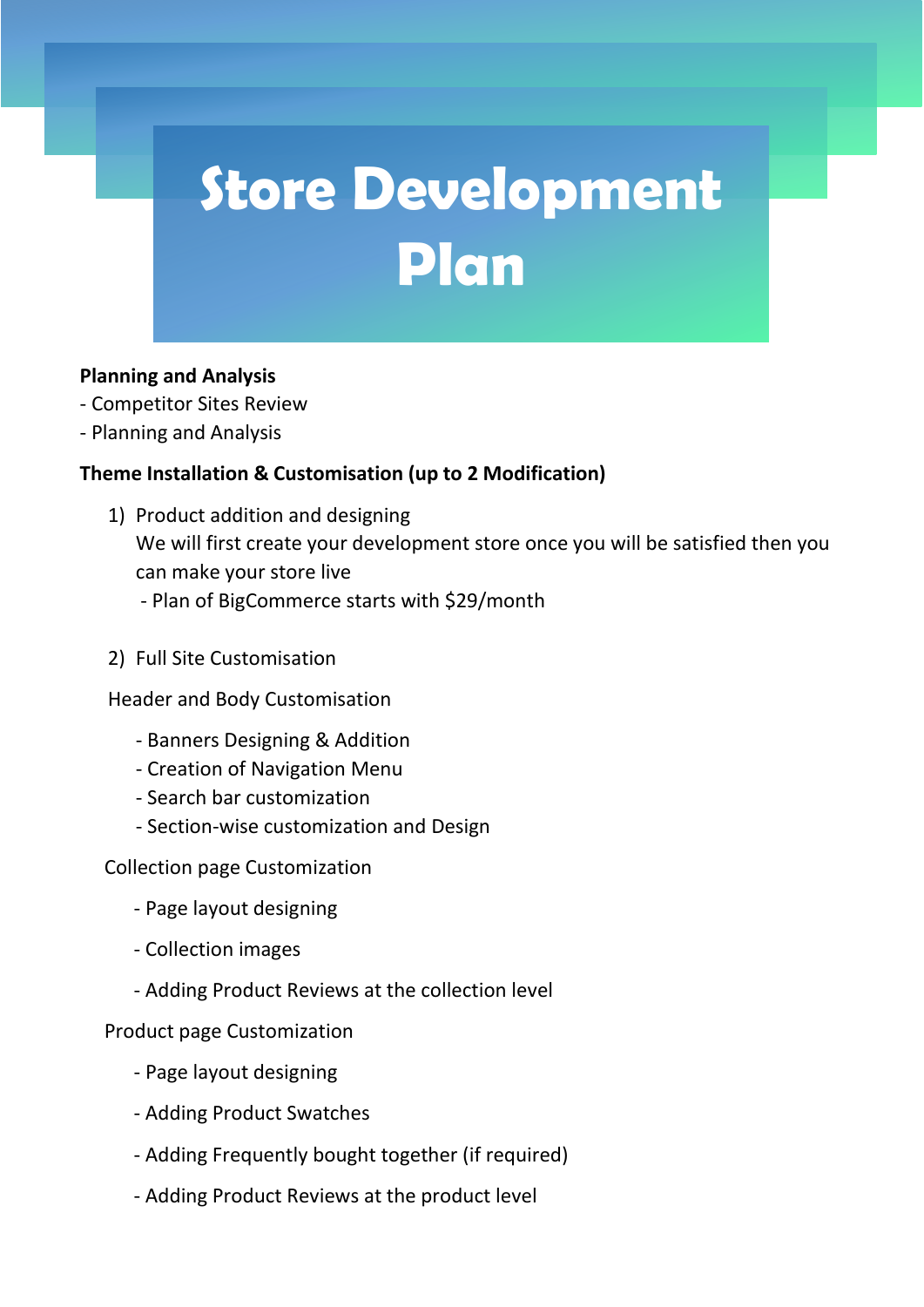# Store Development Plan

**Planning and Analysis**

- Competitor Sites Review
- Planning and Analysis

**Theme Installation & Customisation (up to 2 Modification)**

1) Product addition and designing
   We will first create your development store once you will be satisfied then you can make your store live
   - Plan of BigCommerce starts with $29/month

2) Full Site Customisation

Header and Body Customisation

- Banners Designing & Addition
- Creation of Navigation Menu
- Search bar customization
- Section-wise customization and Design

Collection page Customization

- Page layout designing
- Collection images
- Adding Product Reviews at the collection level

Product page Customization

- Page layout designing
- Adding Product Swatches
- Adding Frequently bought together (if required)
- Adding Product Reviews at the product level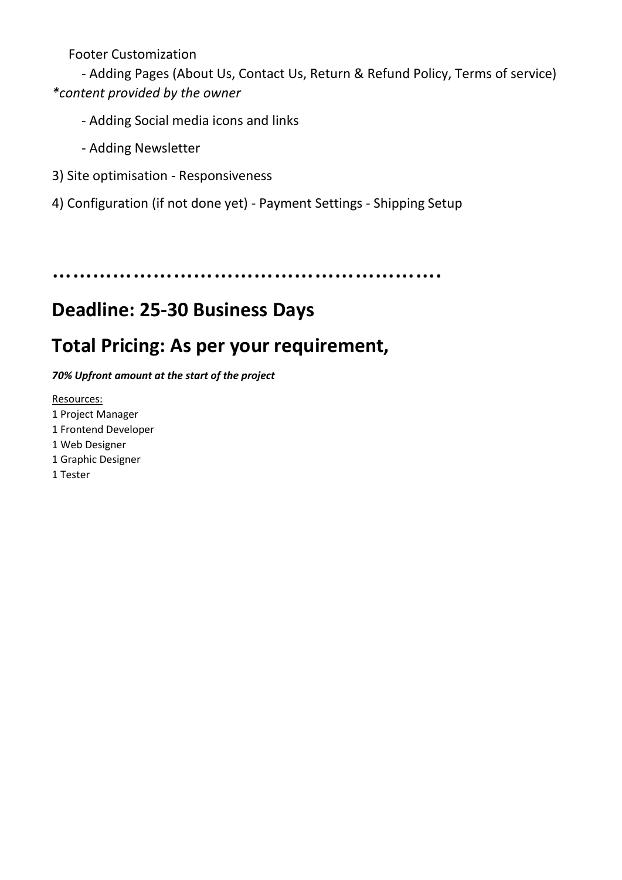Footer Customization

- Adding Pages (About Us, Contact Us, Return & Refund Policy, Terms of service) *\*content provided by the owner*

- Adding Social media icons and links

- Adding Newsletter

3) Site optimisation - Responsiveness

4) Configuration (if not done yet) - Payment Settings - Shipping Setup

**…………………………………………………….**

## Deadline: 25-30 Business Days

## Total Pricing: As per your requirement,

***70% Upfront amount at the start of the project***

Resources:
1 Project Manager
1 Frontend Developer
1 Web Designer
1 Graphic Designer
1 Tester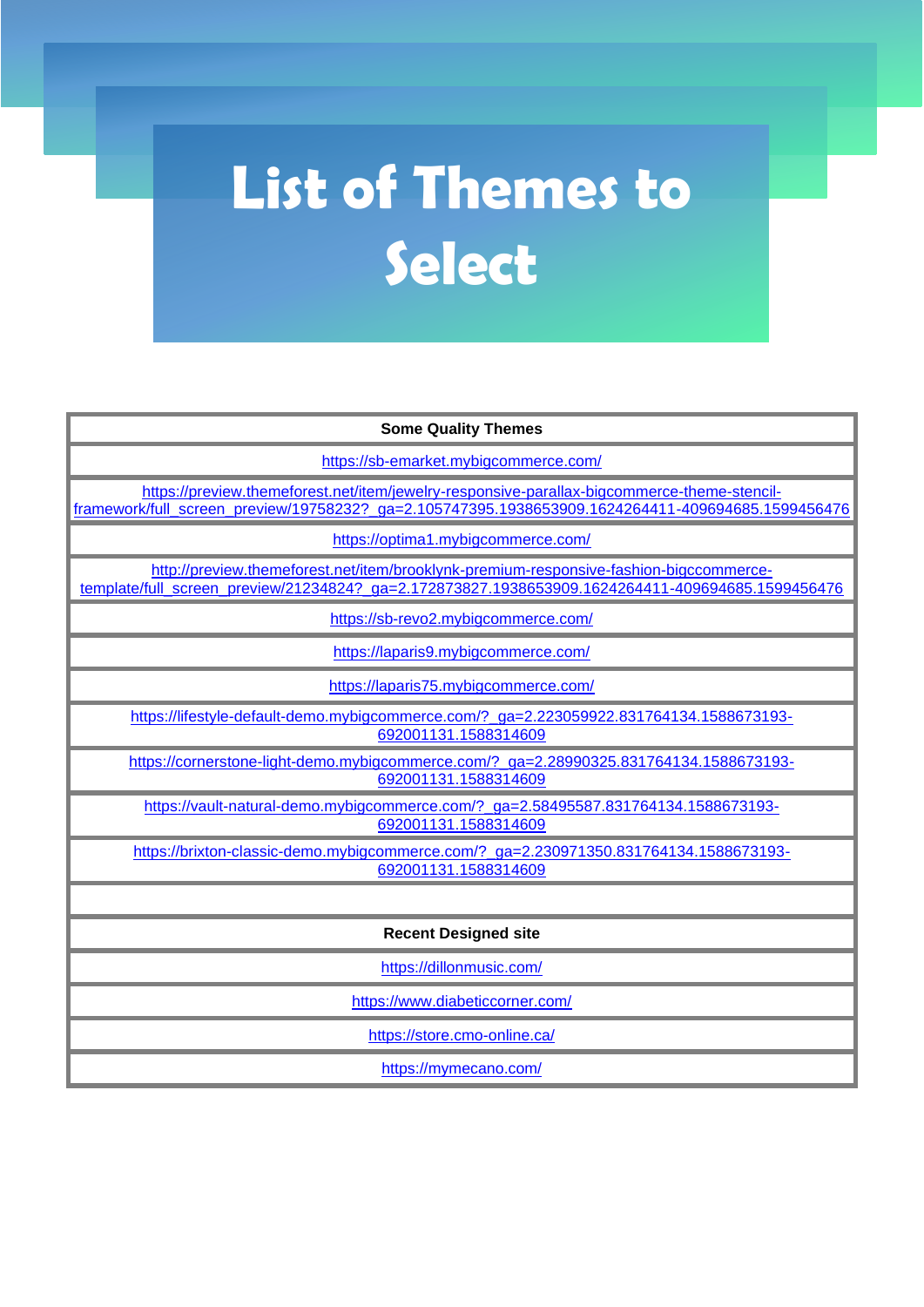# List of Themes to Select

| Some Quality Themes |
| --- |
| https://sb-emarket.mybigcommerce.com/ |
| https://preview.themeforest.net/item/jewelry-responsive-parallax-bigcommerce-theme-stencil-framework/full_screen_preview/19758232?_ga=2.105747395.1938653909.1624264411-409694685.1599456476 |
| https://optima1.mybigcommerce.com/ |
| http://preview.themeforest.net/item/brooklynk-premium-responsive-fashion-bigccommerce-template/full_screen_preview/21234824?_ga=2.172873827.1938653909.1624264411-409694685.1599456476 |
| https://sb-revo2.mybigcommerce.com/ |
| https://laparis9.mybigcommerce.com/ |
| https://laparis75.mybigcommerce.com/ |
| https://lifestyle-default-demo.mybigcommerce.com/?_ga=2.223059922.831764134.1588673193-692001131.1588314609 |
| https://cornerstone-light-demo.mybigcommerce.com/?_ga=2.28990325.831764134.1588673193-692001131.1588314609 |
| https://vault-natural-demo.mybigcommerce.com/?_ga=2.58495587.831764134.1588673193-692001131.1588314609 |
| https://brixton-classic-demo.mybigcommerce.com/?_ga=2.230971350.831764134.1588673193-692001131.1588314609 |
| |
| **Recent Designed site** |
| https://dillonmusic.com/ |
| https://www.diabeticcorner.com/ |
| https://store.cmo-online.ca/ |
| https://mymecano.com/ |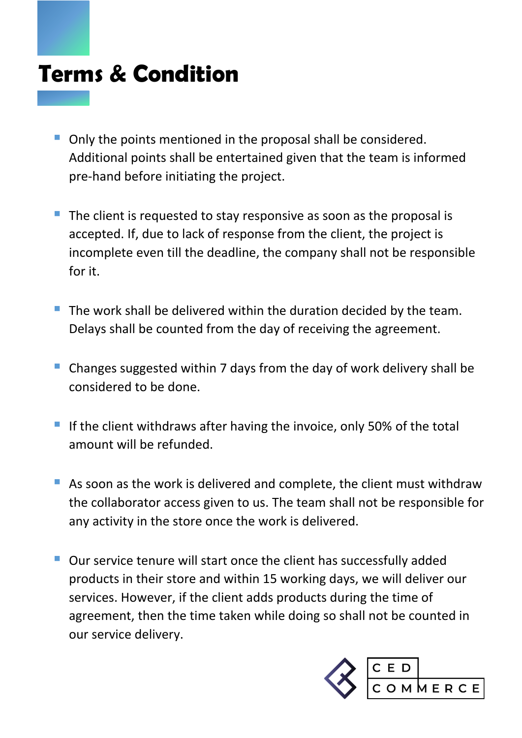# Terms & Condition

- Only the points mentioned in the proposal shall be considered. Additional points shall be entertained given that the team is informed pre-hand before initiating the project.

- The client is requested to stay responsive as soon as the proposal is accepted. If, due to lack of response from the client, the project is incomplete even till the deadline, the company shall not be responsible for it.

- The work shall be delivered within the duration decided by the team. Delays shall be counted from the day of receiving the agreement.

- Changes suggested within 7 days from the day of work delivery shall be considered to be done.

- If the client withdraws after having the invoice, only 50% of the total amount will be refunded.

- As soon as the work is delivered and complete, the client must withdraw the collaborator access given to us. The team shall not be responsible for any activity in the store once the work is delivered.

- Our service tenure will start once the client has successfully added products in their store and within 15 working days, we will deliver our services. However, if the client adds products during the time of agreement, then the time taken while doing so shall not be counted in our service delivery.

CED COMMERCE